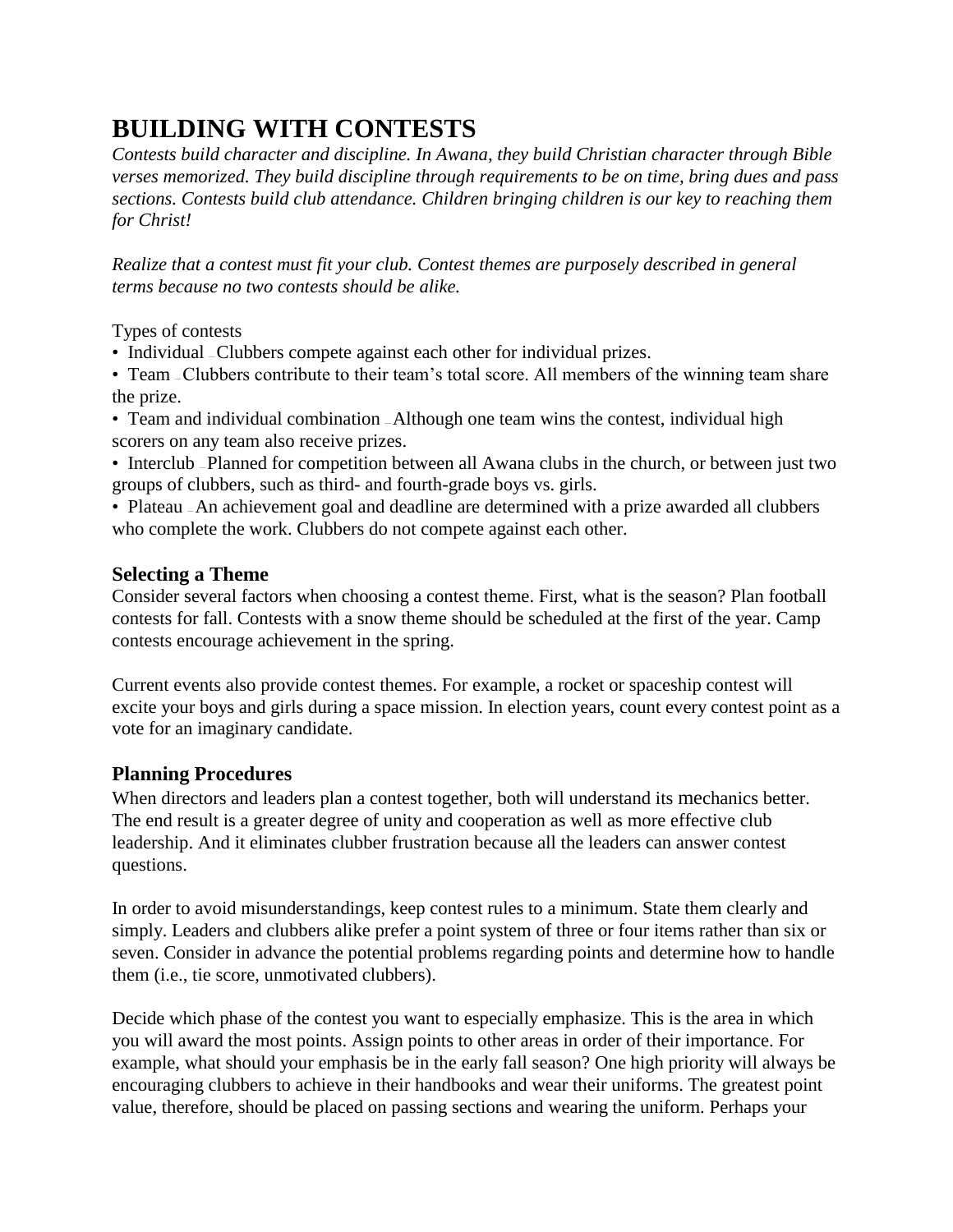# BUILDING WITH CONTESTS

*Contests build character and discipline. In Awana, they build Christian character through Bible verses memorized. They build discipline through requirements to be on time, bring dues and pass sections. Contests build club attendance. Children bringing children is our key to reaching them for Christ!*

*Realize that a contest must fit your club. Contest themes are purposely described in general terms because no two contests should be alike.*

Types of contests

- Individual – Clubbers compete against each other for individual prizes.
- Team – Clubbers contribute to their team's total score. All members of the winning team share the prize.
- Team and individual combination – Although one team wins the contest, individual high scorers on any team also receive prizes.
- Interclub – Planned for competition between all Awana clubs in the church, or between just two groups of clubbers, such as third- and fourth-grade boys vs. girls.
- Plateau – An achievement goal and deadline are determined with a prize awarded all clubbers who complete the work. Clubbers do not compete against each other.

### Selecting a Theme

Consider several factors when choosing a contest theme. First, what is the season? Plan football contests for fall. Contests with a snow theme should be scheduled at the first of the year. Camp contests encourage achievement in the spring.

Current events also provide contest themes. For example, a rocket or spaceship contest will excite your boys and girls during a space mission. In election years, count every contest point as a vote for an imaginary candidate.

### Planning Procedures

When directors and leaders plan a contest together, both will understand its mechanics better. The end result is a greater degree of unity and cooperation as well as more effective club leadership. And it eliminates clubber frustration because all the leaders can answer contest questions.

In order to avoid misunderstandings, keep contest rules to a minimum. State them clearly and simply. Leaders and clubbers alike prefer a point system of three or four items rather than six or seven. Consider in advance the potential problems regarding points and determine how to handle them (i.e., tie score, unmotivated clubbers).

Decide which phase of the contest you want to especially emphasize. This is the area in which you will award the most points. Assign points to other areas in order of their importance. For example, what should your emphasis be in the early fall season? One high priority will always be encouraging clubbers to achieve in their handbooks and wear their uniforms. The greatest point value, therefore, should be placed on passing sections and wearing the uniform. Perhaps your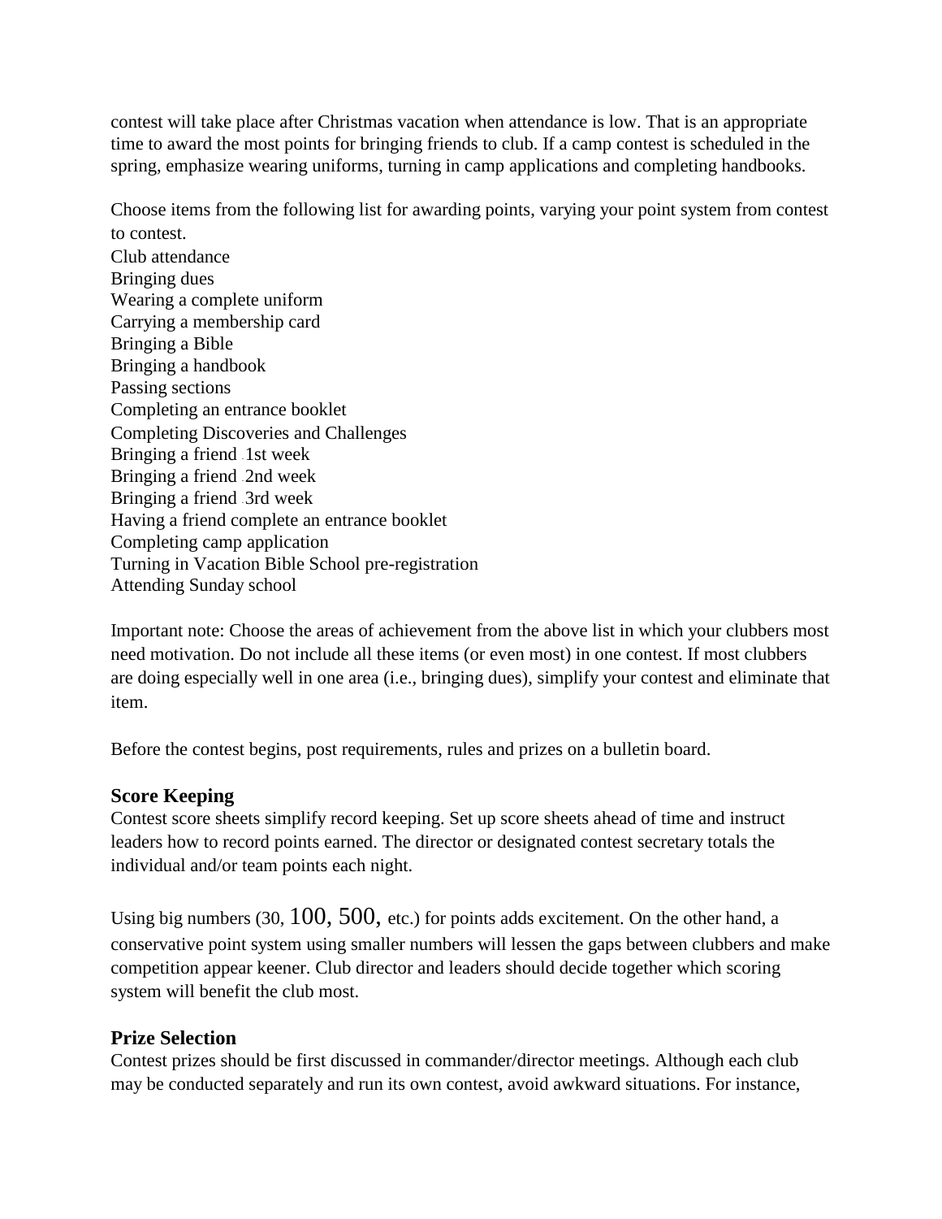contest will take place after Christmas vacation when attendance is low. That is an appropriate time to award the most points for bringing friends to club. If a camp contest is scheduled in the spring, emphasize wearing uniforms, turning in camp applications and completing handbooks.

Choose items from the following list for awarding points, varying your point system from contest to contest.

Club attendance
Bringing dues
Wearing a complete uniform
Carrying a membership card
Bringing a Bible
Bringing a handbook
Passing sections
Completing an entrance booklet
Completing Discoveries and Challenges
Bringing a friend - 1st week
Bringing a friend - 2nd week
Bringing a friend - 3rd week
Having a friend complete an entrance booklet
Completing camp application
Turning in Vacation Bible School pre-registration
Attending Sunday school

Important note: Choose the areas of achievement from the above list in which your clubbers most need motivation. Do not include all these items (or even most) in one contest. If most clubbers are doing especially well in one area (i.e., bringing dues), simplify your contest and eliminate that item.

Before the contest begins, post requirements, rules and prizes on a bulletin board.

### Score Keeping

Contest score sheets simplify record keeping. Set up score sheets ahead of time and instruct leaders how to record points earned. The director or designated contest secretary totals the individual and/or team points each night.

Using big numbers (30, 100, 500, etc.) for points adds excitement. On the other hand, a conservative point system using smaller numbers will lessen the gaps between clubbers and make competition appear keener. Club director and leaders should decide together which scoring system will benefit the club most.

### Prize Selection

Contest prizes should be first discussed in commander/director meetings. Although each club may be conducted separately and run its own contest, avoid awkward situations. For instance,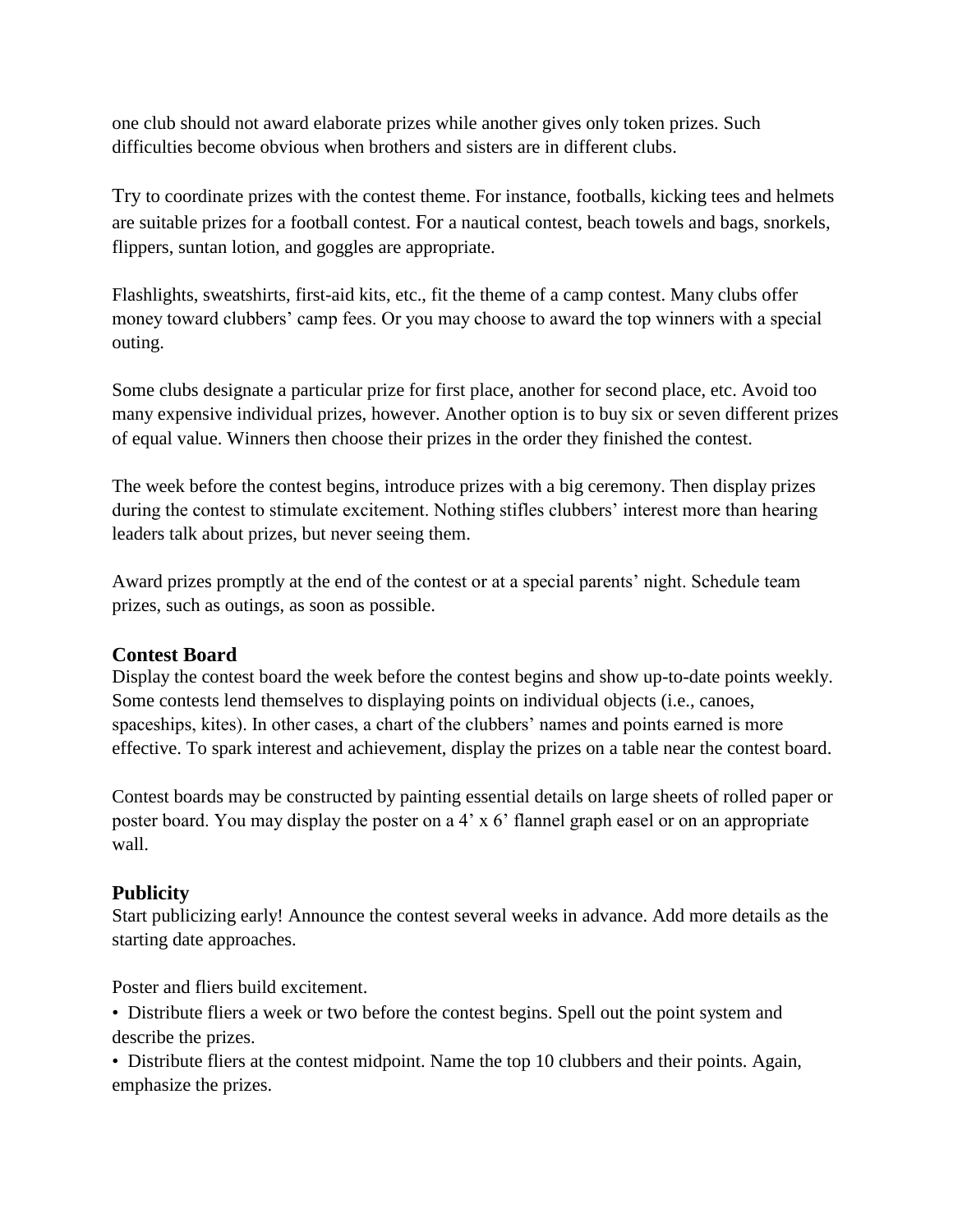one club should not award elaborate prizes while another gives only token prizes. Such difficulties become obvious when brothers and sisters are in different clubs.

Try to coordinate prizes with the contest theme. For instance, footballs, kicking tees and helmets are suitable prizes for a football contest. For a nautical contest, beach towels and bags, snorkels, flippers, suntan lotion, and goggles are appropriate.

Flashlights, sweatshirts, first-aid kits, etc., fit the theme of a camp contest. Many clubs offer money toward clubbers' camp fees. Or you may choose to award the top winners with a special outing.

Some clubs designate a particular prize for first place, another for second place, etc. Avoid too many expensive individual prizes, however. Another option is to buy six or seven different prizes of equal value. Winners then choose their prizes in the order they finished the contest.

The week before the contest begins, introduce prizes with a big ceremony. Then display prizes during the contest to stimulate excitement. Nothing stifles clubbers' interest more than hearing leaders talk about prizes, but never seeing them.

Award prizes promptly at the end of the contest or at a special parents' night. Schedule team prizes, such as outings, as soon as possible.

### Contest Board

Display the contest board the week before the contest begins and show up-to-date points weekly. Some contests lend themselves to displaying points on individual objects (i.e., canoes, spaceships, kites). In other cases, a chart of the clubbers' names and points earned is more effective. To spark interest and achievement, display the prizes on a table near the contest board.

Contest boards may be constructed by painting essential details on large sheets of rolled paper or poster board. You may display the poster on a 4' x 6' flannel graph easel or on an appropriate wall.

### Publicity

Start publicizing early! Announce the contest several weeks in advance. Add more details as the starting date approaches.

Poster and fliers build excitement.

- Distribute fliers a week or two before the contest begins. Spell out the point system and describe the prizes.
- Distribute fliers at the contest midpoint. Name the top 10 clubbers and their points. Again, emphasize the prizes.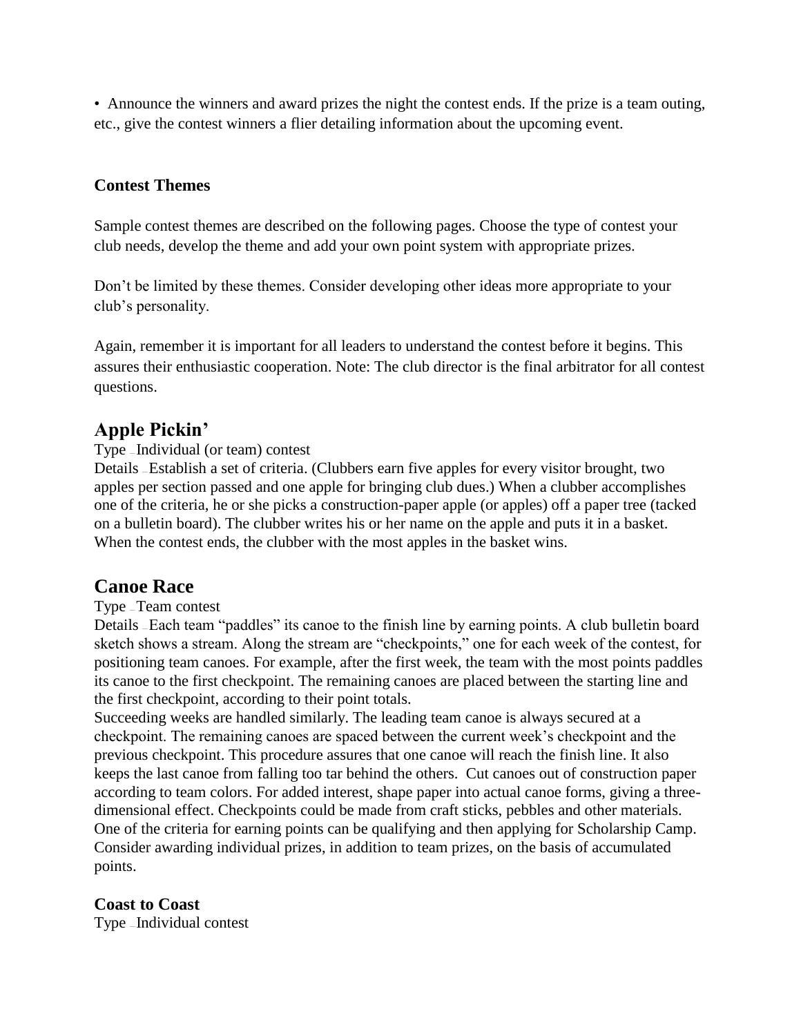- Announce the winners and award prizes the night the contest ends. If the prize is a team outing, etc., give the contest winners a flier detailing information about the upcoming event.

**Contest Themes**

Sample contest themes are described on the following pages. Choose the type of contest your club needs, develop the theme and add your own point system with appropriate prizes.

Don't be limited by these themes. Consider developing other ideas more appropriate to your club's personality.

Again, remember it is important for all leaders to understand the contest before it begins. This assures their enthusiastic cooperation. Note: The club director is the final arbitrator for all contest questions.

## Apple Pickin'

Type – Individual (or team) contest

Details – Establish a set of criteria. (Clubbers earn five apples for every visitor brought, two apples per section passed and one apple for bringing club dues.) When a clubber accomplishes one of the criteria, he or she picks a construction-paper apple (or apples) off a paper tree (tacked on a bulletin board). The clubber writes his or her name on the apple and puts it in a basket. When the contest ends, the clubber with the most apples in the basket wins.

## Canoe Race

Type – Team contest

Details – Each team "paddles" its canoe to the finish line by earning points. A club bulletin board sketch shows a stream. Along the stream are "checkpoints," one for each week of the contest, for positioning team canoes. For example, after the first week, the team with the most points paddles its canoe to the first checkpoint. The remaining canoes are placed between the starting line and the first checkpoint, according to their point totals.

Succeeding weeks are handled similarly. The leading team canoe is always secured at a checkpoint. The remaining canoes are spaced between the current week's checkpoint and the previous checkpoint. This procedure assures that one canoe will reach the finish line. It also keeps the last canoe from falling too tar behind the others. Cut canoes out of construction paper according to team colors. For added interest, shape paper into actual canoe forms, giving a three-dimensional effect. Checkpoints could be made from craft sticks, pebbles and other materials. One of the criteria for earning points can be qualifying and then applying for Scholarship Camp. Consider awarding individual prizes, in addition to team prizes, on the basis of accumulated points.

**Coast to Coast**

Type – Individual contest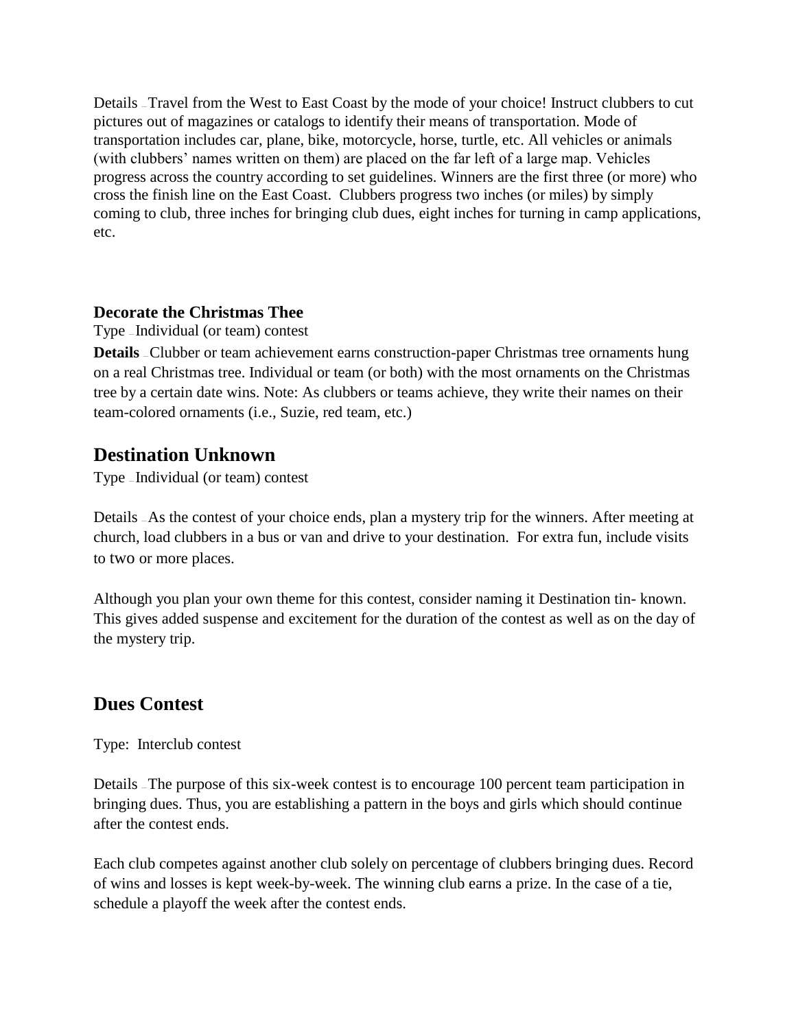Details – Travel from the West to East Coast by the mode of your choice! Instruct clubbers to cut pictures out of magazines or catalogs to identify their means of transportation. Mode of transportation includes car, plane, bike, motorcycle, horse, turtle, etc. All vehicles or animals (with clubbers' names written on them) are placed on the far left of a large map. Vehicles progress across the country according to set guidelines. Winners are the first three (or more) who cross the finish line on the East Coast. Clubbers progress two inches (or miles) by simply coming to club, three inches for bringing club dues, eight inches for turning in camp applications, etc.

### Decorate the Christmas Thee

Type – Individual (or team) contest

**Details** – Clubber or team achievement earns construction-paper Christmas tree ornaments hung on a real Christmas tree. Individual or team (or both) with the most ornaments on the Christmas tree by a certain date wins. Note: As clubbers or teams achieve, they write their names on their team-colored ornaments (i.e., Suzie, red team, etc.)

## Destination Unknown

Type – Individual (or team) contest

Details – As the contest of your choice ends, plan a mystery trip for the winners. After meeting at church, load clubbers in a bus or van and drive to your destination. For extra fun, include visits to two or more places.

Although you plan your own theme for this contest, consider naming it Destination tin- known. This gives added suspense and excitement for the duration of the contest as well as on the day of the mystery trip.

## Dues Contest

Type: Interclub contest

Details – The purpose of this six-week contest is to encourage 100 percent team participation in bringing dues. Thus, you are establishing a pattern in the boys and girls which should continue after the contest ends.

Each club competes against another club solely on percentage of clubbers bringing dues. Record of wins and losses is kept week-by-week. The winning club earns a prize. In the case of a tie, schedule a playoff the week after the contest ends.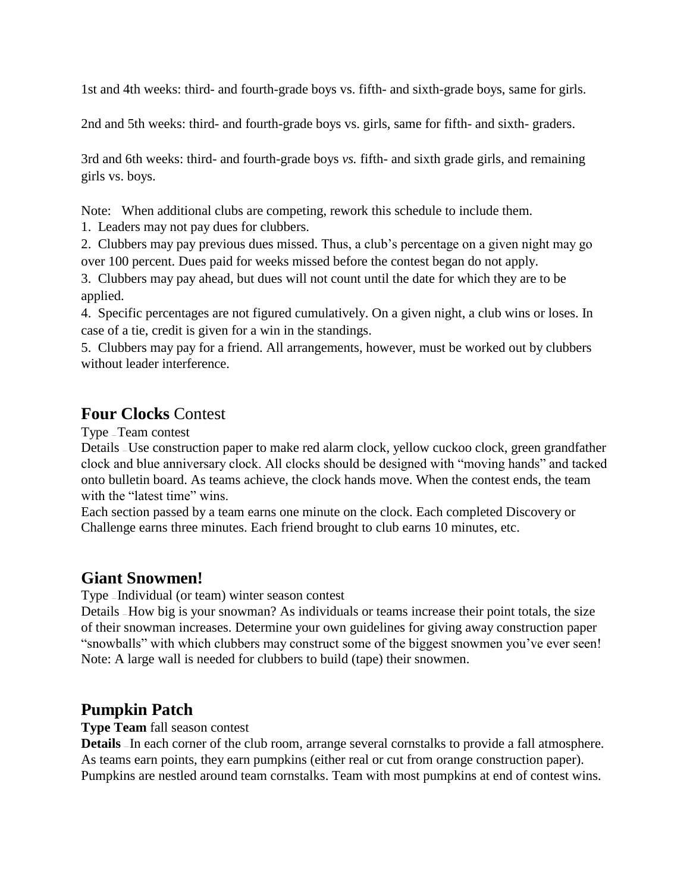1st and 4th weeks: third- and fourth-grade boys vs. fifth- and sixth-grade boys, same for girls.

2nd and 5th weeks: third- and fourth-grade boys vs. girls, same for fifth- and sixth- graders.

3rd and 6th weeks: third- and fourth-grade boys *vs.* fifth- and sixth grade girls, and remaining girls vs. boys.

Note: When additional clubs are competing, rework this schedule to include them.

1. Leaders may not pay dues for clubbers.
2. Clubbers may pay previous dues missed. Thus, a club's percentage on a given night may go over 100 percent. Dues paid for weeks missed before the contest began do not apply.
3. Clubbers may pay ahead, but dues will not count until the date for which they are to be applied.
4. Specific percentages are not figured cumulatively. On a given night, a club wins or loses. In case of a tie, credit is given for a win in the standings.
5. Clubbers may pay for a friend. All arrangements, however, must be worked out by clubbers without leader interference.

## **Four Clocks** Contest

Type – Team contest

Details – Use construction paper to make red alarm clock, yellow cuckoo clock, green grandfather clock and blue anniversary clock. All clocks should be designed with "moving hands" and tacked onto bulletin board. As teams achieve, the clock hands move. When the contest ends, the team with the "latest time" wins.

Each section passed by a team earns one minute on the clock. Each completed Discovery or Challenge earns three minutes. Each friend brought to club earns 10 minutes, etc.

## **Giant Snowmen!**

Type – Individual (or team) winter season contest

Details – How big is your snowman? As individuals or teams increase their point totals, the size of their snowman increases. Determine your own guidelines for giving away construction paper "snowballs" with which clubbers may construct some of the biggest snowmen you've ever seen! Note: A large wall is needed for clubbers to build (tape) their snowmen.

## **Pumpkin Patch**

**Type Team** fall season contest

**Details** – In each corner of the club room, arrange several cornstalks to provide a fall atmosphere. As teams earn points, they earn pumpkins (either real or cut from orange construction paper). Pumpkins are nestled around team cornstalks. Team with most pumpkins at end of contest wins.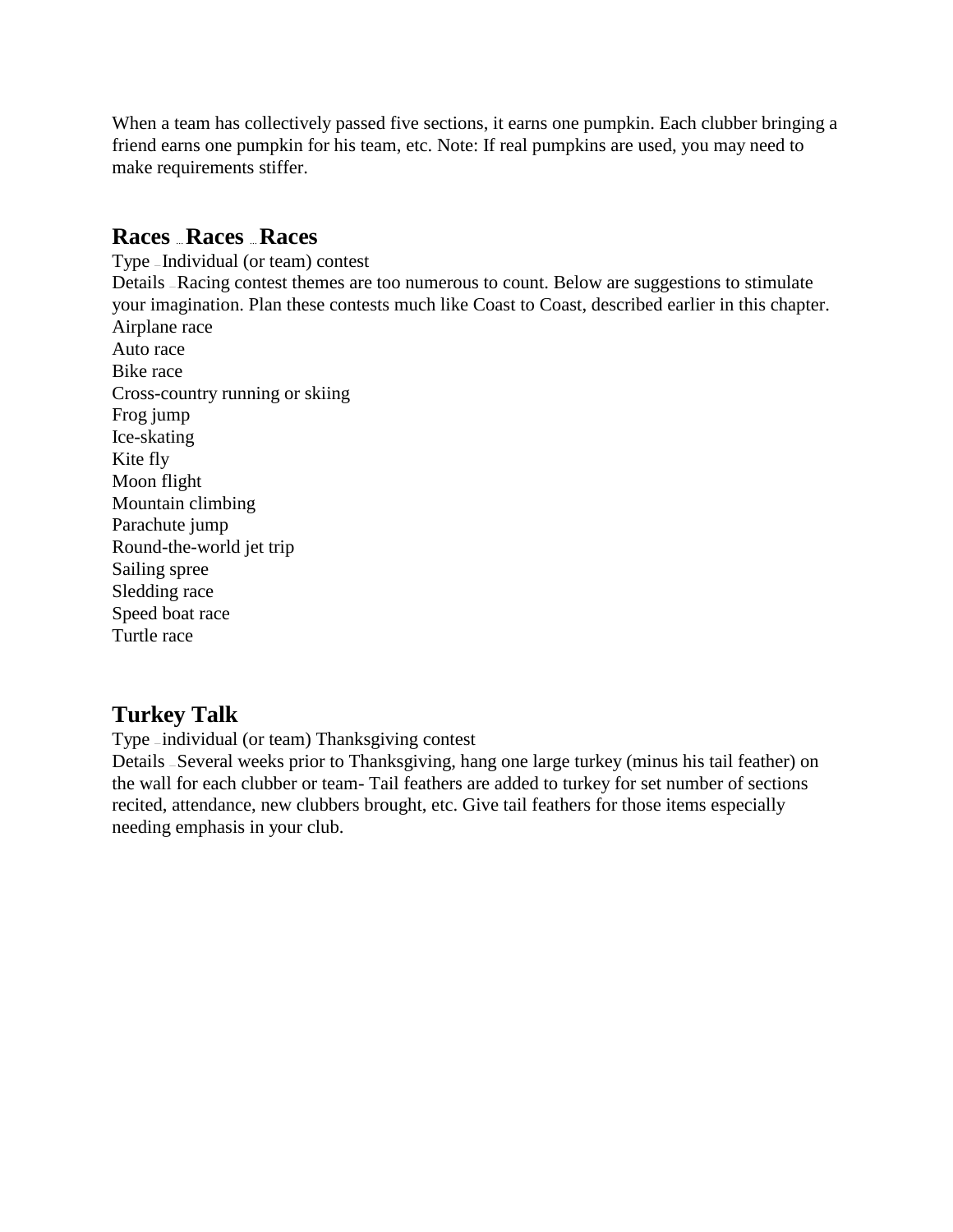When a team has collectively passed five sections, it earns one pumpkin. Each clubber bringing a friend earns one pumpkin for his team, etc. Note: If real pumpkins are used, you may need to make requirements stiffer.

## Races … Races … Races

Type – Individual (or team) contest
Details – Racing contest themes are too numerous to count. Below are suggestions to stimulate your imagination. Plan these contests much like Coast to Coast, described earlier in this chapter.
Airplane race
Auto race
Bike race
Cross-country running or skiing
Frog jump
Ice-skating
Kite fly
Moon flight
Mountain climbing
Parachute jump
Round-the-world jet trip
Sailing spree
Sledding race
Speed boat race
Turtle race

## Turkey Talk

Type – individual (or team) Thanksgiving contest
Details – Several weeks prior to Thanksgiving, hang one large turkey (minus his tail feather) on the wall for each clubber or team- Tail feathers are added to turkey for set number of sections recited, attendance, new clubbers brought, etc. Give tail feathers for those items especially needing emphasis in your club.